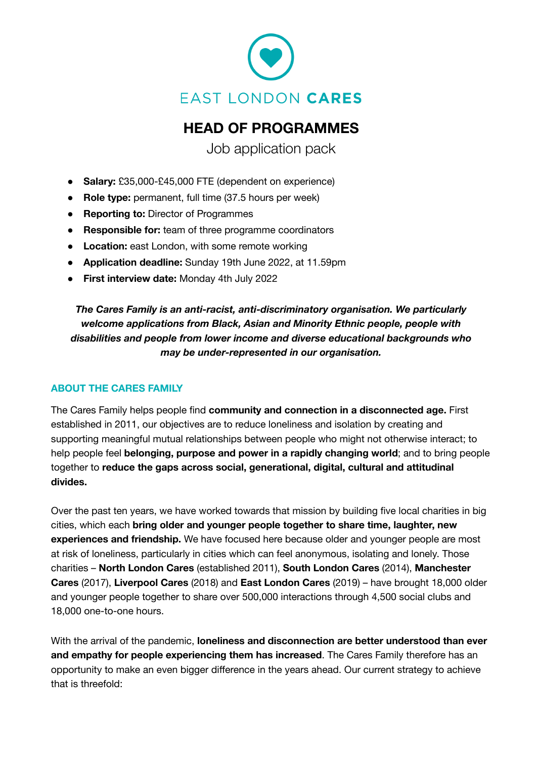EAST LONDON **CARES**

# HEAD OF PROGRAMMES

Job application pack

- **Salary:** £35,000-£45,000 FTE (dependent on experience)
- **Role type:** permanent, full time (37.5 hours per week)
- **Reporting to:** Director of Programmes
- **Responsible for:** team of three programme coordinators
- **Location:** east London, with some remote working
- **Application deadline:** Sunday 19th June 2022, at 11.59pm
- **First interview date:** Monday 4th July 2022

***The Cares Family is an anti-racist, anti-discriminatory organisation. We particularly welcome applications from Black, Asian and Minority Ethnic people, people with disabilities and people from lower income and diverse educational backgrounds who may be under-represented in our organisation.***

## ABOUT THE CARES FAMILY

The Cares Family helps people find **community and connection in a disconnected age.** First established in 2011, our objectives are to reduce loneliness and isolation by creating and supporting meaningful mutual relationships between people who might not otherwise interact; to help people feel **belonging, purpose and power in a rapidly changing world**; and to bring people together to **reduce the gaps across social, generational, digital, cultural and attitudinal divides.**

Over the past ten years, we have worked towards that mission by building five local charities in big cities, which each **bring older and younger people together to share time, laughter, new experiences and friendship.** We have focused here because older and younger people are most at risk of loneliness, particularly in cities which can feel anonymous, isolating and lonely. Those charities – **North London Cares** (established 2011), **South London Cares** (2014), **Manchester Cares** (2017), **Liverpool Cares** (2018) and **East London Cares** (2019) – have brought 18,000 older and younger people together to share over 500,000 interactions through 4,500 social clubs and 18,000 one-to-one hours.

With the arrival of the pandemic, **loneliness and disconnection are better understood than ever and empathy for people experiencing them has increased**. The Cares Family therefore has an opportunity to make an even bigger difference in the years ahead. Our current strategy to achieve that is threefold: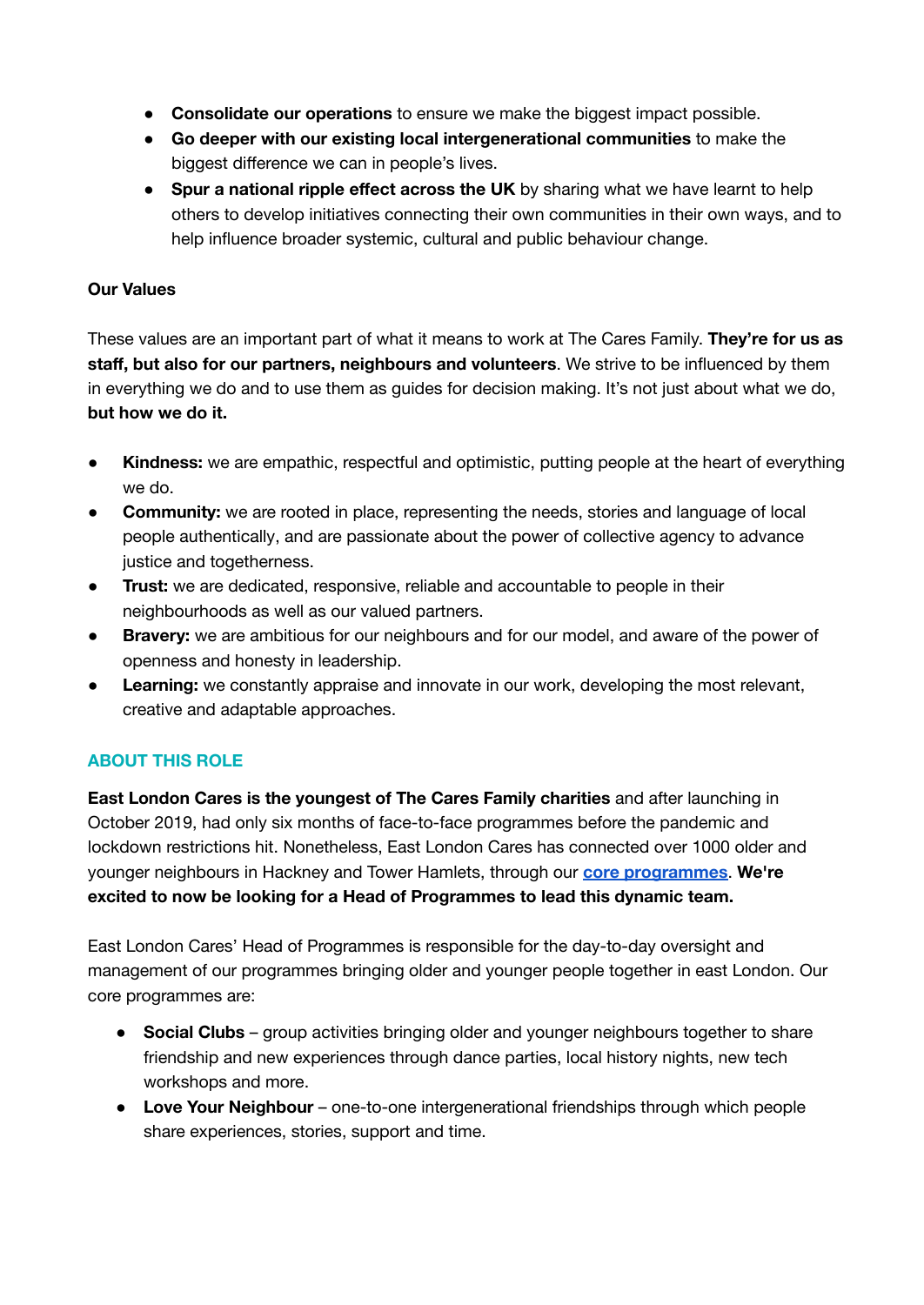- **Consolidate our operations** to ensure we make the biggest impact possible.
- **Go deeper with our existing local intergenerational communities** to make the biggest difference we can in people's lives.
- **Spur a national ripple effect across the UK** by sharing what we have learnt to help others to develop initiatives connecting their own communities in their own ways, and to help influence broader systemic, cultural and public behaviour change.

**Our Values**

These values are an important part of what it means to work at The Cares Family. **They're for us as staff, but also for our partners, neighbours and volunteers**. We strive to be influenced by them in everything we do and to use them as guides for decision making. It's not just about what we do, **but how we do it.**

- **Kindness:** we are empathic, respectful and optimistic, putting people at the heart of everything we do.
- **Community:** we are rooted in place, representing the needs, stories and language of local people authentically, and are passionate about the power of collective agency to advance justice and togetherness.
- **Trust:** we are dedicated, responsive, reliable and accountable to people in their neighbourhoods as well as our valued partners.
- **Bravery:** we are ambitious for our neighbours and for our model, and aware of the power of openness and honesty in leadership.
- **Learning:** we constantly appraise and innovate in our work, developing the most relevant, creative and adaptable approaches.

## ABOUT THIS ROLE

**East London Cares is the youngest of The Cares Family charities** and after launching in October 2019, had only six months of face-to-face programmes before the pandemic and lockdown restrictions hit. Nonetheless, East London Cares has connected over 1000 older and younger neighbours in Hackney and Tower Hamlets, through our **core programmes**. **We're excited to now be looking for a Head of Programmes to lead this dynamic team.**

East London Cares' Head of Programmes is responsible for the day-to-day oversight and management of our programmes bringing older and younger people together in east London. Our core programmes are:

- **Social Clubs** – group activities bringing older and younger neighbours together to share friendship and new experiences through dance parties, local history nights, new tech workshops and more.
- **Love Your Neighbour** – one-to-one intergenerational friendships through which people share experiences, stories, support and time.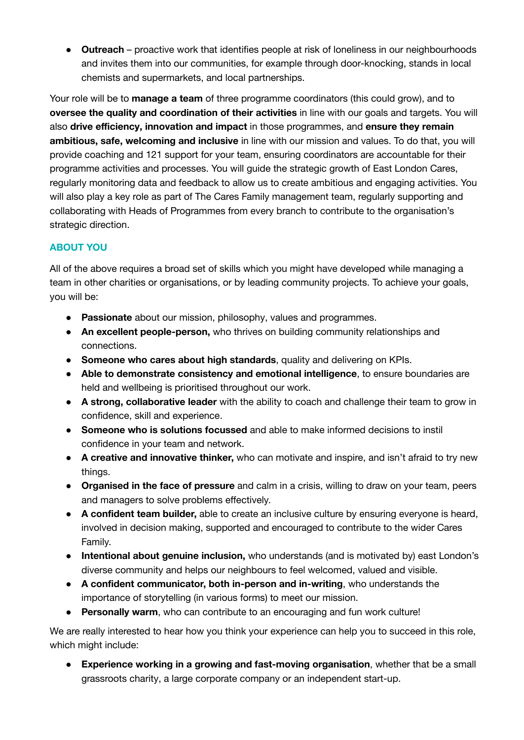- **Outreach** – proactive work that identifies people at risk of loneliness in our neighbourhoods and invites them into our communities, for example through door-knocking, stands in local chemists and supermarkets, and local partnerships.

Your role will be to **manage a team** of three programme coordinators (this could grow), and to **oversee the quality and coordination of their activities** in line with our goals and targets. You will also **drive efficiency, innovation and impact** in those programmes, and **ensure they remain ambitious, safe, welcoming and inclusive** in line with our mission and values. To do that, you will provide coaching and 121 support for your team, ensuring coordinators are accountable for their programme activities and processes. You will guide the strategic growth of East London Cares, regularly monitoring data and feedback to allow us to create ambitious and engaging activities. You will also play a key role as part of The Cares Family management team, regularly supporting and collaborating with Heads of Programmes from every branch to contribute to the organisation's strategic direction.

## ABOUT YOU

All of the above requires a broad set of skills which you might have developed while managing a team in other charities or organisations, or by leading community projects. To achieve your goals, you will be:

- **Passionate** about our mission, philosophy, values and programmes.
- **An excellent people-person,** who thrives on building community relationships and connections.
- **Someone who cares about high standards**, quality and delivering on KPIs.
- **Able to demonstrate consistency and emotional intelligence**, to ensure boundaries are held and wellbeing is prioritised throughout our work.
- **A strong, collaborative leader** with the ability to coach and challenge their team to grow in confidence, skill and experience.
- **Someone who is solutions focussed** and able to make informed decisions to instil confidence in your team and network.
- **A creative and innovative thinker,** who can motivate and inspire, and isn't afraid to try new things.
- **Organised in the face of pressure** and calm in a crisis, willing to draw on your team, peers and managers to solve problems effectively.
- **A confident team builder,** able to create an inclusive culture by ensuring everyone is heard, involved in decision making, supported and encouraged to contribute to the wider Cares Family.
- **Intentional about genuine inclusion,** who understands (and is motivated by) east London's diverse community and helps our neighbours to feel welcomed, valued and visible.
- **A confident communicator, both in-person and in-writing**, who understands the importance of storytelling (in various forms) to meet our mission.
- **Personally warm**, who can contribute to an encouraging and fun work culture!

We are really interested to hear how you think your experience can help you to succeed in this role, which might include:

- **Experience working in a growing and fast-moving organisation**, whether that be a small grassroots charity, a large corporate company or an independent start-up.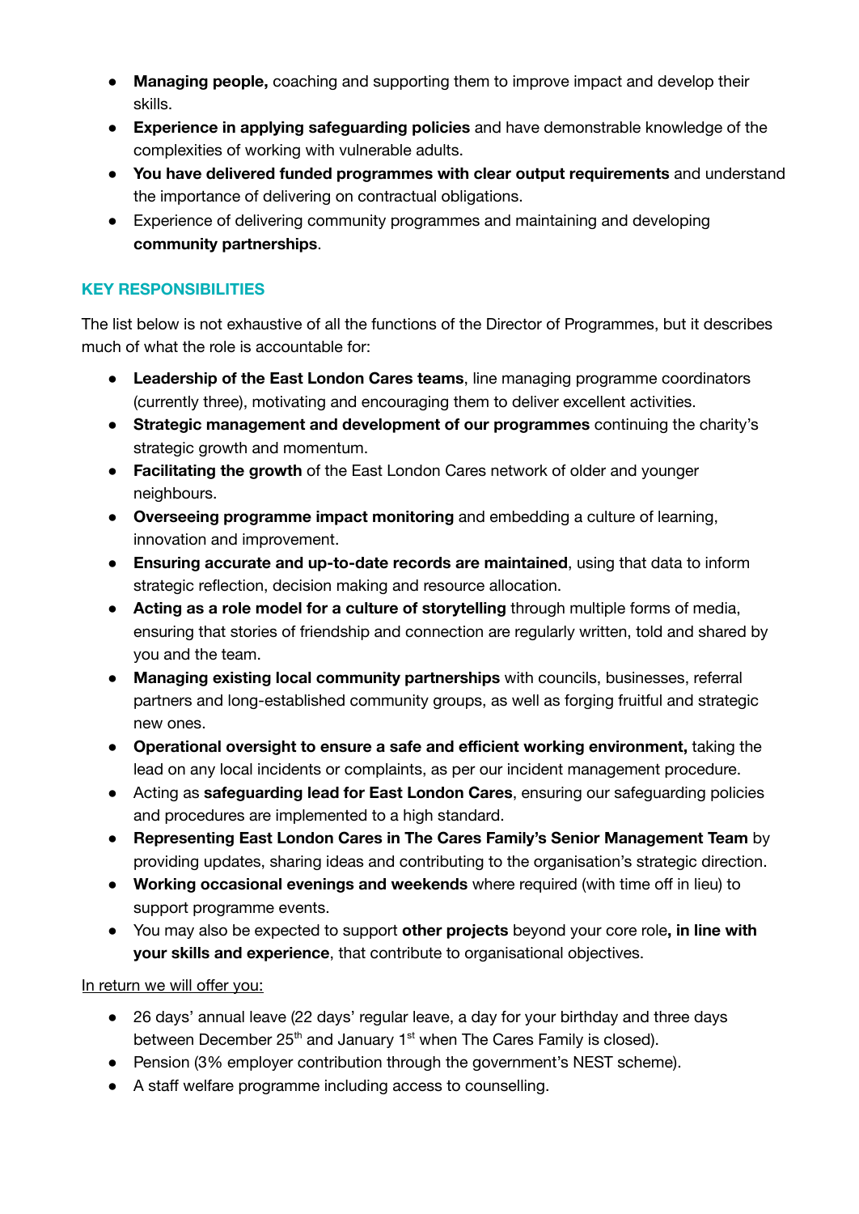- **Managing people,** coaching and supporting them to improve impact and develop their skills.
- **Experience in applying safeguarding policies** and have demonstrable knowledge of the complexities of working with vulnerable adults.
- **You have delivered funded programmes with clear output requirements** and understand the importance of delivering on contractual obligations.
- Experience of delivering community programmes and maintaining and developing **community partnerships**.

## KEY RESPONSIBILITIES

The list below is not exhaustive of all the functions of the Director of Programmes, but it describes much of what the role is accountable for:

- **Leadership of the East London Cares teams**, line managing programme coordinators (currently three), motivating and encouraging them to deliver excellent activities.
- **Strategic management and development of our programmes** continuing the charity's strategic growth and momentum.
- **Facilitating the growth** of the East London Cares network of older and younger neighbours.
- **Overseeing programme impact monitoring** and embedding a culture of learning, innovation and improvement.
- **Ensuring accurate and up-to-date records are maintained**, using that data to inform strategic reflection, decision making and resource allocation.
- **Acting as a role model for a culture of storytelling** through multiple forms of media, ensuring that stories of friendship and connection are regularly written, told and shared by you and the team.
- **Managing existing local community partnerships** with councils, businesses, referral partners and long-established community groups, as well as forging fruitful and strategic new ones.
- **Operational oversight to ensure a safe and efficient working environment,** taking the lead on any local incidents or complaints, as per our incident management procedure.
- Acting as **safeguarding lead for East London Cares**, ensuring our safeguarding policies and procedures are implemented to a high standard.
- **Representing East London Cares in The Cares Family's Senior Management Team** by providing updates, sharing ideas and contributing to the organisation's strategic direction.
- **Working occasional evenings and weekends** where required (with time off in lieu) to support programme events.
- You may also be expected to support **other projects** beyond your core role**, in line with your skills and experience**, that contribute to organisational objectives.

<u>In return we will offer you:</u>

- 26 days' annual leave (22 days' regular leave, a day for your birthday and three days between December 25th and January 1st when The Cares Family is closed).
- Pension (3% employer contribution through the government's NEST scheme).
- A staff welfare programme including access to counselling.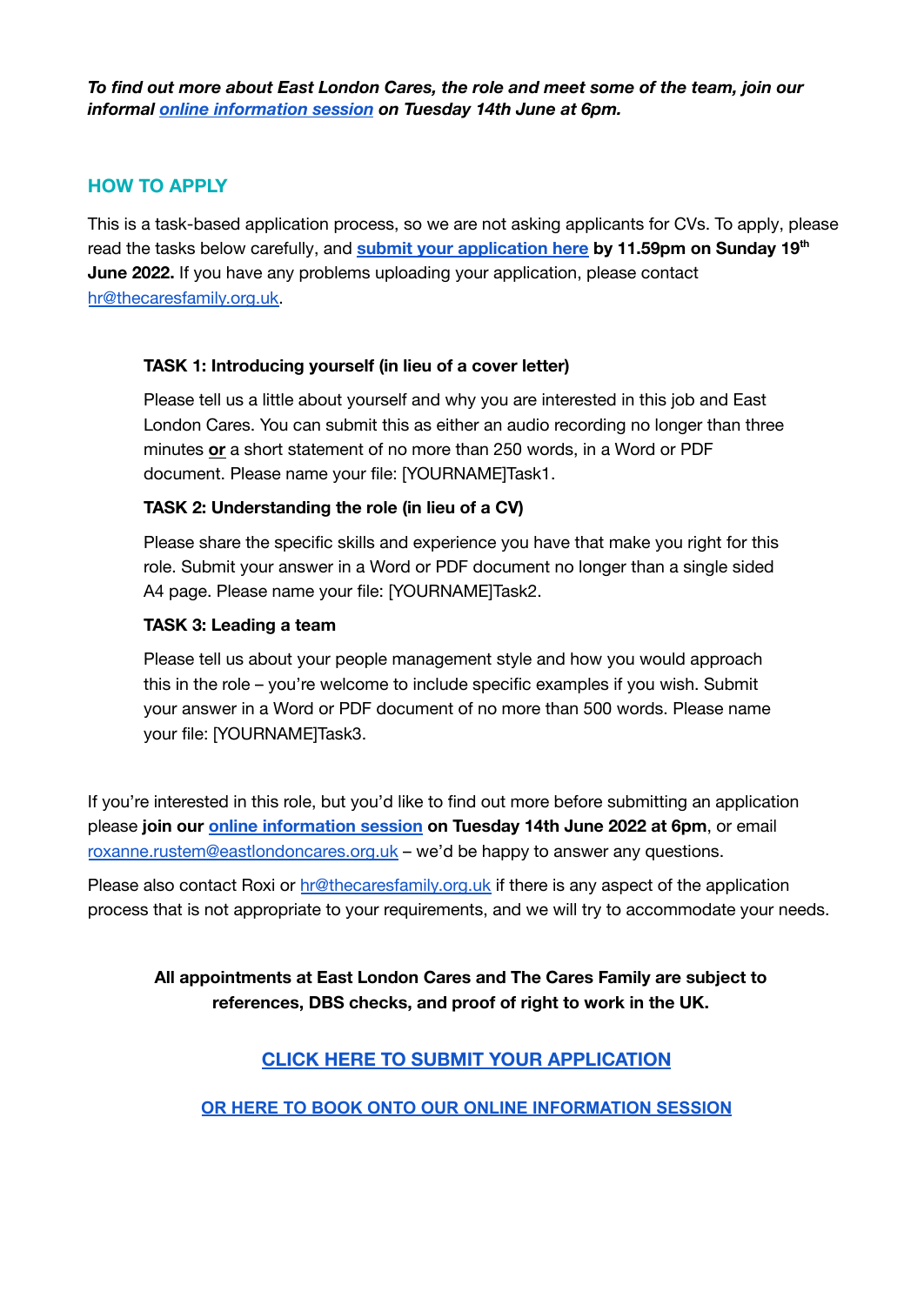***To find out more about East London Cares, the role and meet some of the team, join our informal online information session on Tuesday 14th June at 6pm.***

## HOW TO APPLY

This is a task-based application process, so we are not asking applicants for CVs. To apply, please read the tasks below carefully, and **submit your application here by 11.59pm on Sunday 19th June 2022.** If you have any problems uploading your application, please contact hr@thecaresfamily.org.uk.

**TASK 1: Introducing yourself (in lieu of a cover letter)**

Please tell us a little about yourself and why you are interested in this job and East London Cares. You can submit this as either an audio recording no longer than three minutes **or** a short statement of no more than 250 words, in a Word or PDF document. Please name your file: [YOURNAME]Task1.

**TASK 2: Understanding the role (in lieu of a CV)**

Please share the specific skills and experience you have that make you right for this role. Submit your answer in a Word or PDF document no longer than a single sided A4 page. Please name your file: [YOURNAME]Task2.

**TASK 3: Leading a team**

Please tell us about your people management style and how you would approach this in the role – you're welcome to include specific examples if you wish. Submit your answer in a Word or PDF document of no more than 500 words. Please name your file: [YOURNAME]Task3.

If you're interested in this role, but you'd like to find out more before submitting an application please **join our online information session on Tuesday 14th June 2022 at 6pm**, or email roxanne.rustem@eastlondoncares.org.uk – we'd be happy to answer any questions.

Please also contact Roxi or hr@thecaresfamily.org.uk if there is any aspect of the application process that is not appropriate to your requirements, and we will try to accommodate your needs.

**All appointments at East London Cares and The Cares Family are subject to references, DBS checks, and proof of right to work in the UK.**

**CLICK HERE TO SUBMIT YOUR APPLICATION**

**OR HERE TO BOOK ONTO OUR ONLINE INFORMATION SESSION**